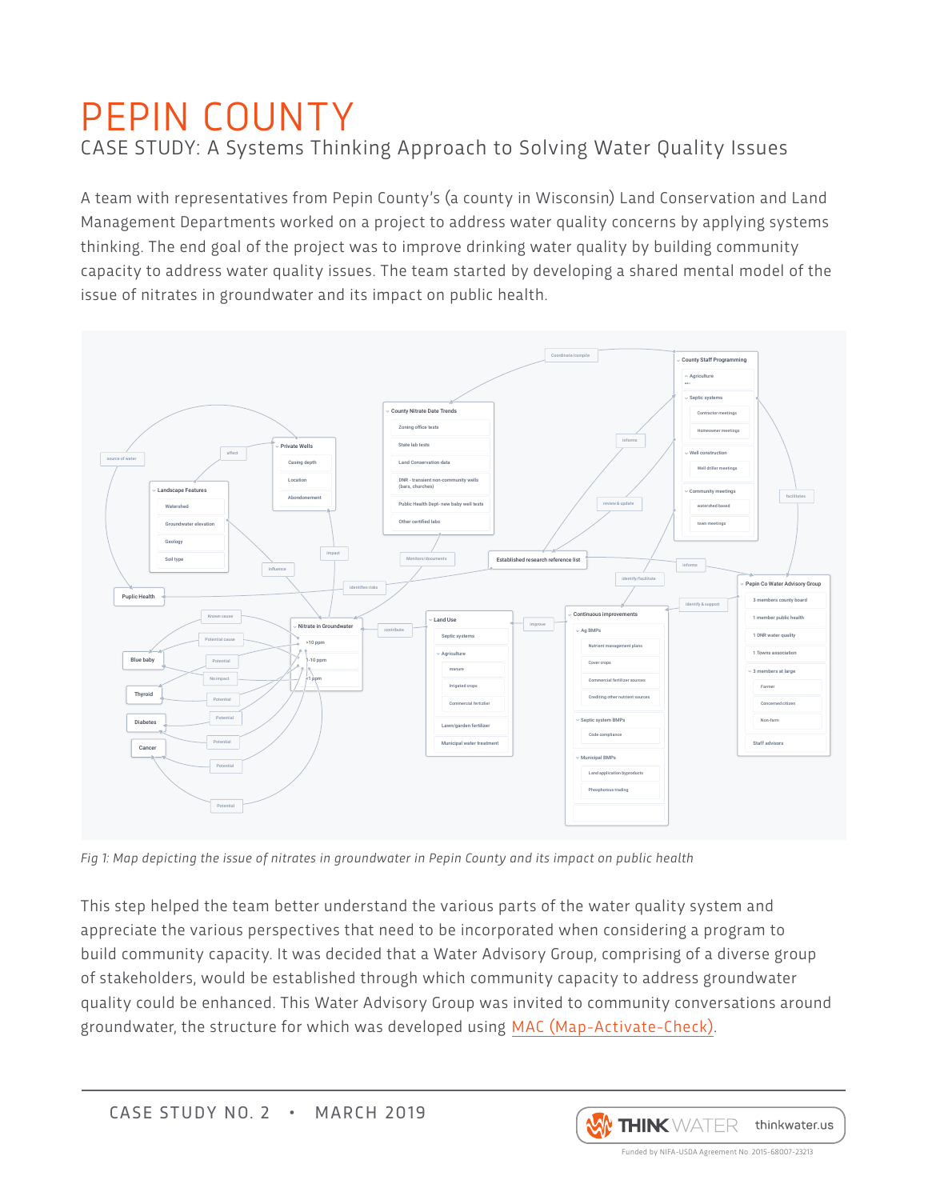# PEPIN COUNTY

## CASE STUDY: A Systems Thinking Approach to Solving Water Quality Issues

A team with representatives from Pepin County's (a county in Wisconsin) Land Conservation and Land Management Departments worked on a project to address water quality concerns by applying systems thinking. The end goal of the project was to improve drinking water quality by building community capacity to address water quality issues. The team started by developing a shared mental model of the issue of nitrates in groundwater and its impact on public health.

*Fig 1: Map depicting the issue of nitrates in groundwater in Pepin County and its impact on public health*

This step helped the team better understand the various parts of the water quality system and appreciate the various perspectives that need to be incorporated when considering a program to build community capacity. It was decided that a Water Advisory Group, comprising of a diverse group of stakeholders, would be established through which community capacity to address groundwater quality could be enhanced. This Water Advisory Group was invited to community conversations around groundwater, the structure for which was developed using MAC (Map-Activate-Check).

CASE STUDY NO. 2 • MARCH 2019

Funded by NIFA-USDA Agreement No. 2015-68007-23213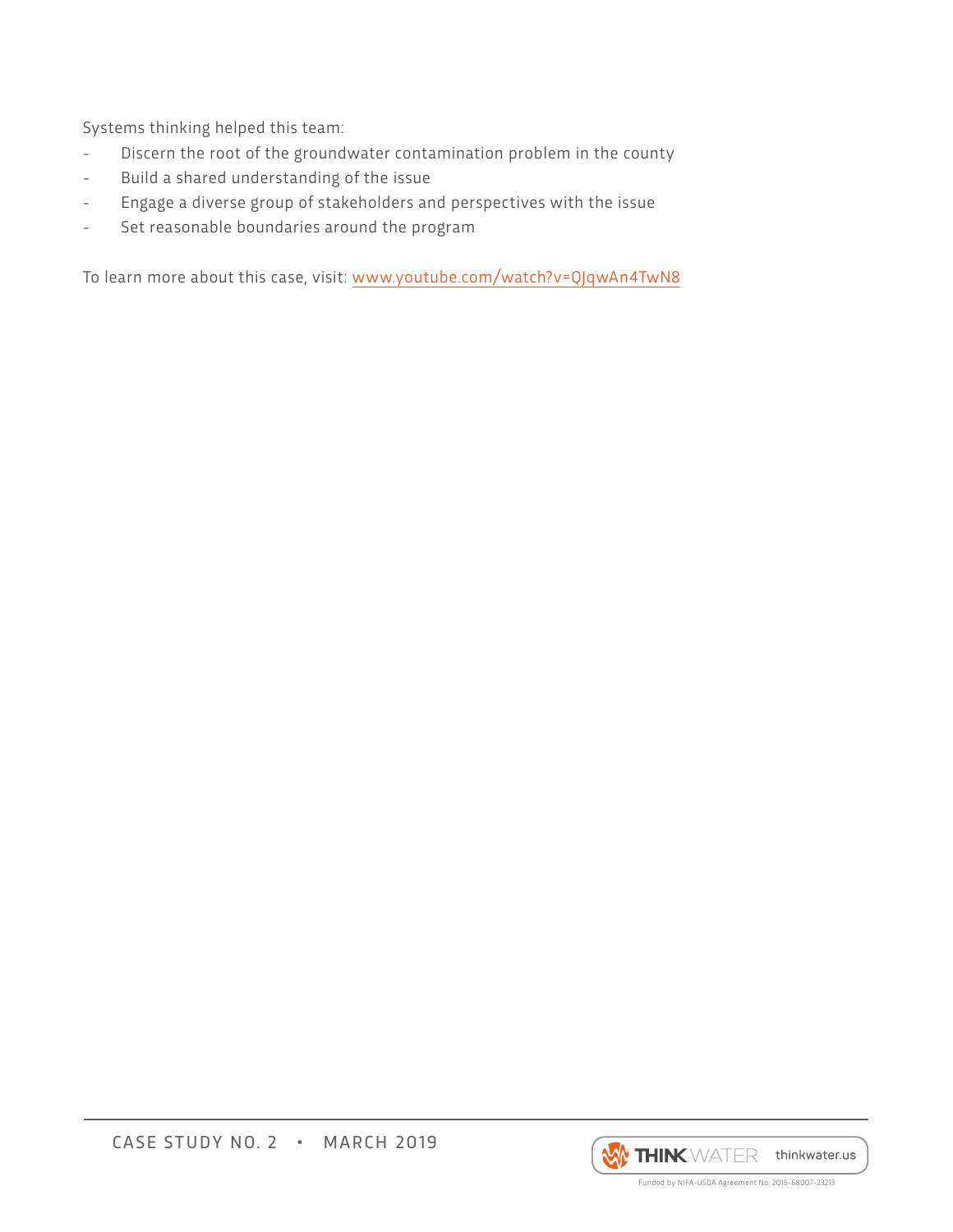Systems thinking helped this team:

- Discern the root of the groundwater contamination problem in the county
- Build a shared understanding of the issue
- Engage a diverse group of stakeholders and perspectives with the issue
- Set reasonable boundaries around the program

To learn more about this case, visit: www.youtube.com/watch?v=QJqwAn4TwN8